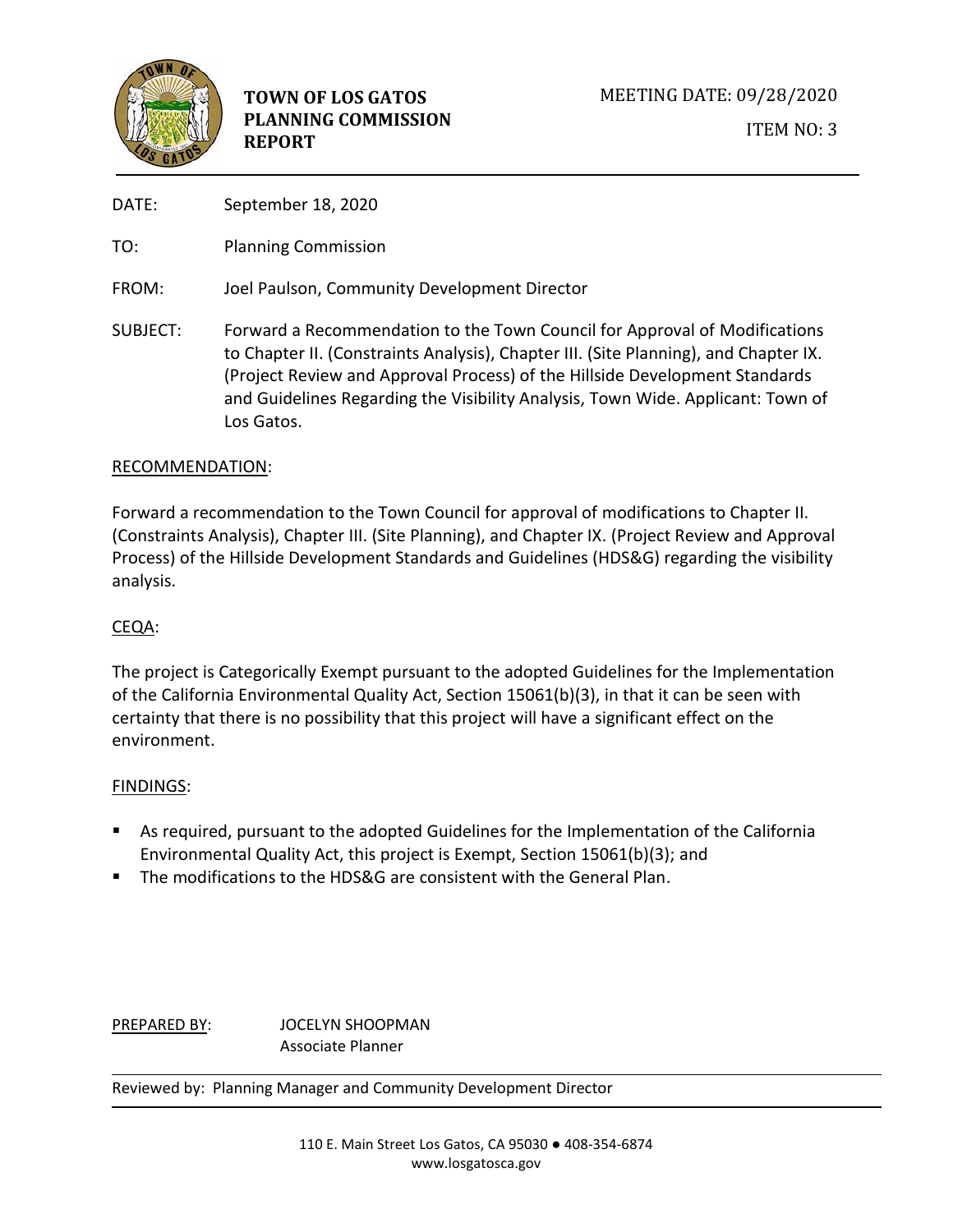**TOWN OF LOS GATOS**
**PLANNING COMMISSION**
**REPORT**

MEETING DATE: 09/28/2020

ITEM NO: 3

DATE: September 18, 2020

TO: Planning Commission

FROM: Joel Paulson, Community Development Director

SUBJECT: Forward a Recommendation to the Town Council for Approval of Modifications to Chapter II. (Constraints Analysis), Chapter III. (Site Planning), and Chapter IX. (Project Review and Approval Process) of the Hillside Development Standards and Guidelines Regarding the Visibility Analysis, Town Wide. Applicant: Town of Los Gatos.

## RECOMMENDATION:

Forward a recommendation to the Town Council for approval of modifications to Chapter II. (Constraints Analysis), Chapter III. (Site Planning), and Chapter IX. (Project Review and Approval Process) of the Hillside Development Standards and Guidelines (HDS&G) regarding the visibility analysis.

## CEQA:

The project is Categorically Exempt pursuant to the adopted Guidelines for the Implementation of the California Environmental Quality Act, Section 15061(b)(3), in that it can be seen with certainty that there is no possibility that this project will have a significant effect on the environment.

## FINDINGS:

- As required, pursuant to the adopted Guidelines for the Implementation of the California Environmental Quality Act, this project is Exempt, Section 15061(b)(3); and
- The modifications to the HDS&G are consistent with the General Plan.

PREPARED BY: JOCELYN SHOOPMAN
Associate Planner

Reviewed by: Planning Manager and Community Development Director

110 E. Main Street Los Gatos, CA 95030 ● 408-354-6874
www.losgatosca.gov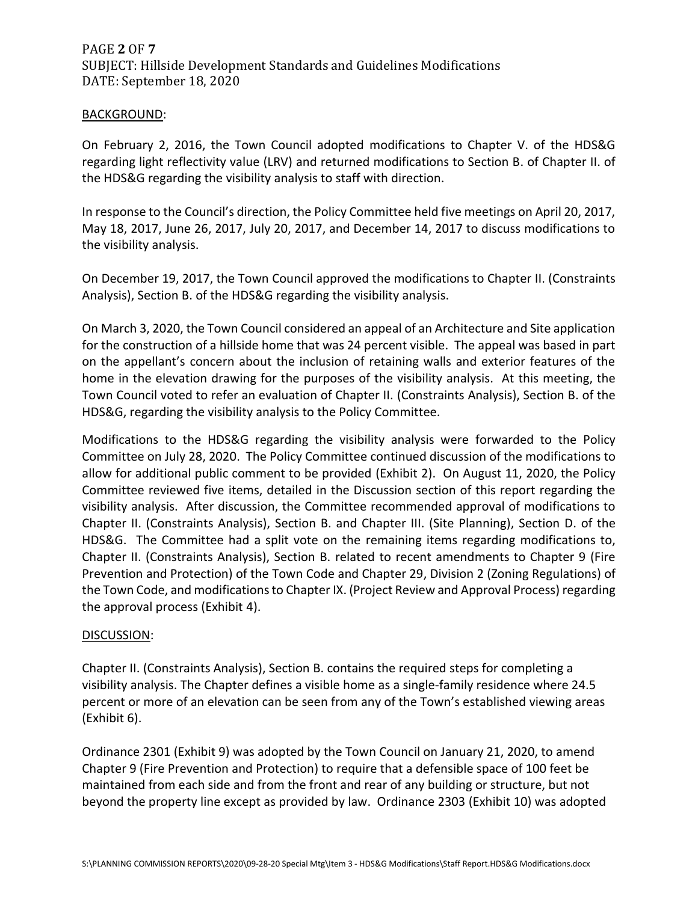## BACKGROUND:

On February 2, 2016, the Town Council adopted modifications to Chapter V. of the HDS&G regarding light reflectivity value (LRV) and returned modifications to Section B. of Chapter II. of the HDS&G regarding the visibility analysis to staff with direction.

In response to the Council's direction, the Policy Committee held five meetings on April 20, 2017, May 18, 2017, June 26, 2017, July 20, 2017, and December 14, 2017 to discuss modifications to the visibility analysis.

On December 19, 2017, the Town Council approved the modifications to Chapter II. (Constraints Analysis), Section B. of the HDS&G regarding the visibility analysis.

On March 3, 2020, the Town Council considered an appeal of an Architecture and Site application for the construction of a hillside home that was 24 percent visible. The appeal was based in part on the appellant's concern about the inclusion of retaining walls and exterior features of the home in the elevation drawing for the purposes of the visibility analysis. At this meeting, the Town Council voted to refer an evaluation of Chapter II. (Constraints Analysis), Section B. of the HDS&G, regarding the visibility analysis to the Policy Committee.

Modifications to the HDS&G regarding the visibility analysis were forwarded to the Policy Committee on July 28, 2020. The Policy Committee continued discussion of the modifications to allow for additional public comment to be provided (Exhibit 2). On August 11, 2020, the Policy Committee reviewed five items, detailed in the Discussion section of this report regarding the visibility analysis. After discussion, the Committee recommended approval of modifications to Chapter II. (Constraints Analysis), Section B. and Chapter III. (Site Planning), Section D. of the HDS&G. The Committee had a split vote on the remaining items regarding modifications to, Chapter II. (Constraints Analysis), Section B. related to recent amendments to Chapter 9 (Fire Prevention and Protection) of the Town Code and Chapter 29, Division 2 (Zoning Regulations) of the Town Code, and modifications to Chapter IX. (Project Review and Approval Process) regarding the approval process (Exhibit 4).

## DISCUSSION:

Chapter II. (Constraints Analysis), Section B. contains the required steps for completing a visibility analysis. The Chapter defines a visible home as a single-family residence where 24.5 percent or more of an elevation can be seen from any of the Town's established viewing areas (Exhibit 6).

Ordinance 2301 (Exhibit 9) was adopted by the Town Council on January 21, 2020, to amend Chapter 9 (Fire Prevention and Protection) to require that a defensible space of 100 feet be maintained from each side and from the front and rear of any building or structure, but not beyond the property line except as provided by law. Ordinance 2303 (Exhibit 10) was adopted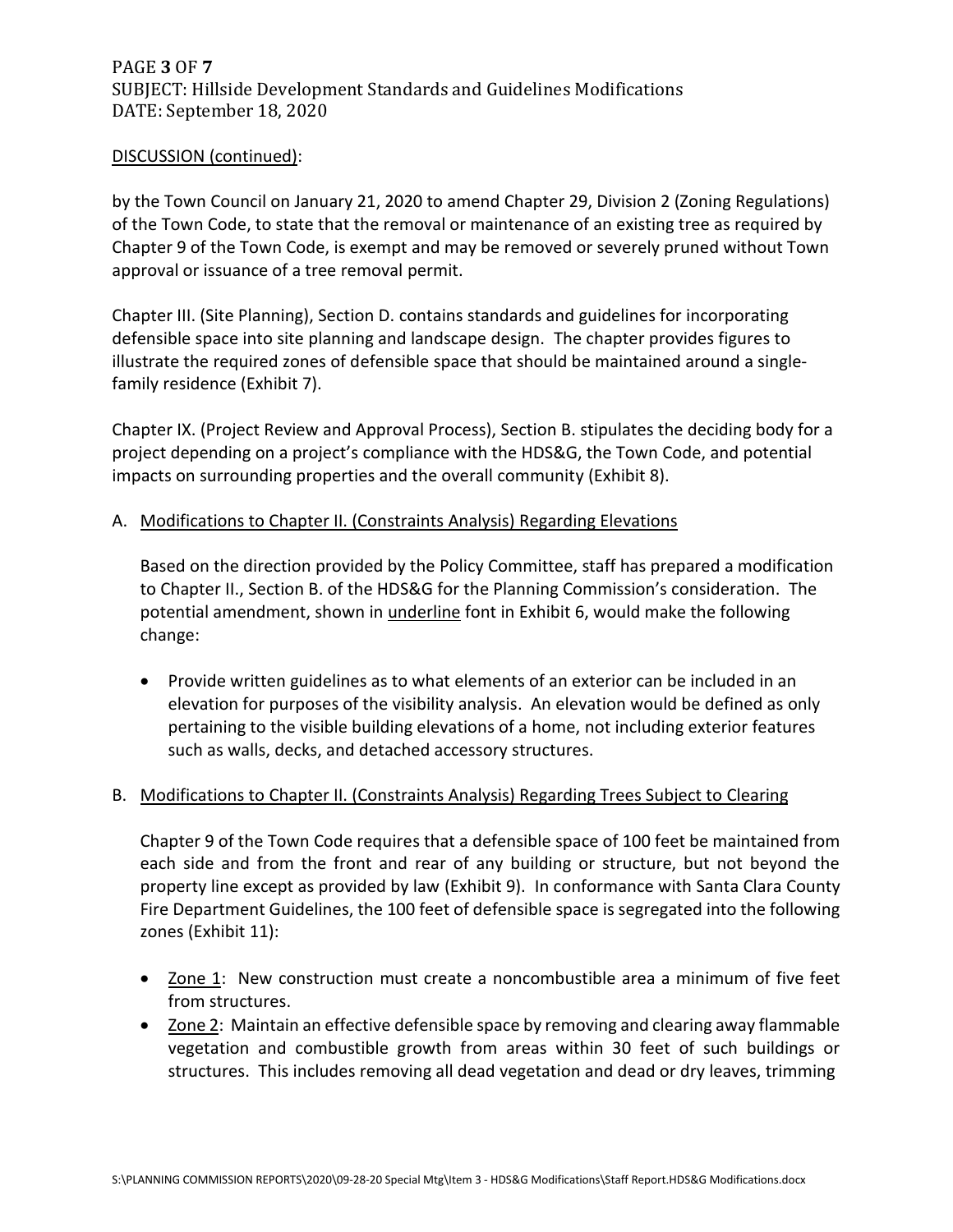DISCUSSION (continued):

by the Town Council on January 21, 2020 to amend Chapter 29, Division 2 (Zoning Regulations) of the Town Code, to state that the removal or maintenance of an existing tree as required by Chapter 9 of the Town Code, is exempt and may be removed or severely pruned without Town approval or issuance of a tree removal permit.

Chapter III. (Site Planning), Section D. contains standards and guidelines for incorporating defensible space into site planning and landscape design. The chapter provides figures to illustrate the required zones of defensible space that should be maintained around a single-family residence (Exhibit 7).

Chapter IX. (Project Review and Approval Process), Section B. stipulates the deciding body for a project depending on a project's compliance with the HDS&G, the Town Code, and potential impacts on surrounding properties and the overall community (Exhibit 8).

A. Modifications to Chapter II. (Constraints Analysis) Regarding Elevations

Based on the direction provided by the Policy Committee, staff has prepared a modification to Chapter II., Section B. of the HDS&G for the Planning Commission's consideration. The potential amendment, shown in underline font in Exhibit 6, would make the following change:

- Provide written guidelines as to what elements of an exterior can be included in an elevation for purposes of the visibility analysis. An elevation would be defined as only pertaining to the visible building elevations of a home, not including exterior features such as walls, decks, and detached accessory structures.

B. Modifications to Chapter II. (Constraints Analysis) Regarding Trees Subject to Clearing

Chapter 9 of the Town Code requires that a defensible space of 100 feet be maintained from each side and from the front and rear of any building or structure, but not beyond the property line except as provided by law (Exhibit 9). In conformance with Santa Clara County Fire Department Guidelines, the 100 feet of defensible space is segregated into the following zones (Exhibit 11):

- Zone 1: New construction must create a noncombustible area a minimum of five feet from structures.
- Zone 2: Maintain an effective defensible space by removing and clearing away flammable vegetation and combustible growth from areas within 30 feet of such buildings or structures. This includes removing all dead vegetation and dead or dry leaves, trimming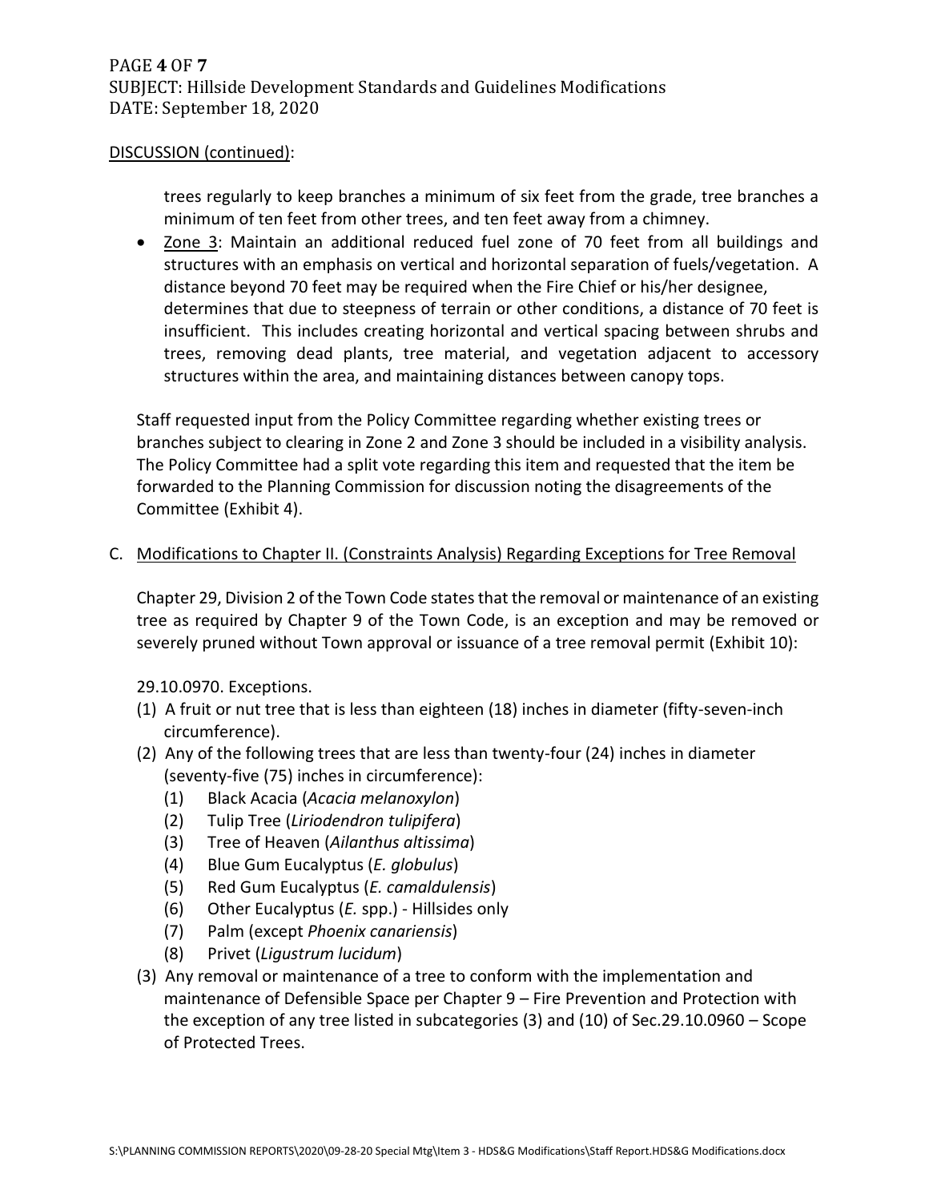DISCUSSION (continued):

trees regularly to keep branches a minimum of six feet from the grade, tree branches a minimum of ten feet from other trees, and ten feet away from a chimney.

- Zone 3: Maintain an additional reduced fuel zone of 70 feet from all buildings and structures with an emphasis on vertical and horizontal separation of fuels/vegetation. A distance beyond 70 feet may be required when the Fire Chief or his/her designee, determines that due to steepness of terrain or other conditions, a distance of 70 feet is insufficient. This includes creating horizontal and vertical spacing between shrubs and trees, removing dead plants, tree material, and vegetation adjacent to accessory structures within the area, and maintaining distances between canopy tops.

Staff requested input from the Policy Committee regarding whether existing trees or branches subject to clearing in Zone 2 and Zone 3 should be included in a visibility analysis. The Policy Committee had a split vote regarding this item and requested that the item be forwarded to the Planning Commission for discussion noting the disagreements of the Committee (Exhibit 4).

C. Modifications to Chapter II. (Constraints Analysis) Regarding Exceptions for Tree Removal

Chapter 29, Division 2 of the Town Code states that the removal or maintenance of an existing tree as required by Chapter 9 of the Town Code, is an exception and may be removed or severely pruned without Town approval or issuance of a tree removal permit (Exhibit 10):

29.10.0970. Exceptions.

(1) A fruit or nut tree that is less than eighteen (18) inches in diameter (fifty-seven-inch circumference).

(2) Any of the following trees that are less than twenty-four (24) inches in diameter (seventy-five (75) inches in circumference):
   - (1) Black Acacia (*Acacia melanoxylon*)
   - (2) Tulip Tree (*Liriodendron tulipifera*)
   - (3) Tree of Heaven (*Ailanthus altissima*)
   - (4) Blue Gum Eucalyptus (*E. globulus*)
   - (5) Red Gum Eucalyptus (*E. camaldulensis*)
   - (6) Other Eucalyptus (*E.* spp.) - Hillsides only
   - (7) Palm (except *Phoenix canariensis*)
   - (8) Privet (*Ligustrum lucidum*)

(3) Any removal or maintenance of a tree to conform with the implementation and maintenance of Defensible Space per Chapter 9 – Fire Prevention and Protection with the exception of any tree listed in subcategories (3) and (10) of Sec.29.10.0960 – Scope of Protected Trees.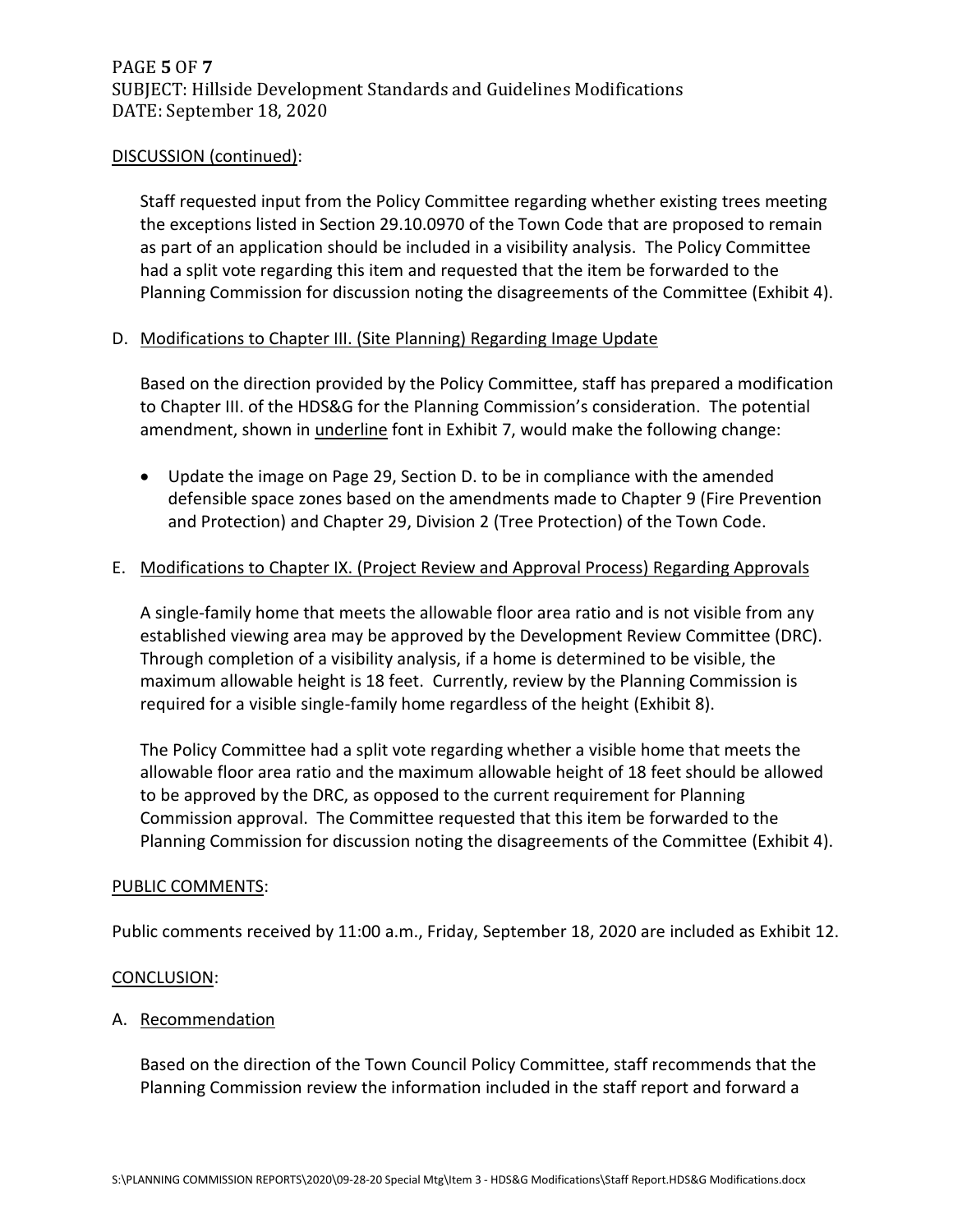## DISCUSSION (continued):

Staff requested input from the Policy Committee regarding whether existing trees meeting the exceptions listed in Section 29.10.0970 of the Town Code that are proposed to remain as part of an application should be included in a visibility analysis. The Policy Committee had a split vote regarding this item and requested that the item be forwarded to the Planning Commission for discussion noting the disagreements of the Committee (Exhibit 4).

### D. Modifications to Chapter III. (Site Planning) Regarding Image Update

Based on the direction provided by the Policy Committee, staff has prepared a modification to Chapter III. of the HDS&G for the Planning Commission's consideration. The potential amendment, shown in underline font in Exhibit 7, would make the following change:

- Update the image on Page 29, Section D. to be in compliance with the amended defensible space zones based on the amendments made to Chapter 9 (Fire Prevention and Protection) and Chapter 29, Division 2 (Tree Protection) of the Town Code.

### E. Modifications to Chapter IX. (Project Review and Approval Process) Regarding Approvals

A single-family home that meets the allowable floor area ratio and is not visible from any established viewing area may be approved by the Development Review Committee (DRC). Through completion of a visibility analysis, if a home is determined to be visible, the maximum allowable height is 18 feet. Currently, review by the Planning Commission is required for a visible single-family home regardless of the height (Exhibit 8).

The Policy Committee had a split vote regarding whether a visible home that meets the allowable floor area ratio and the maximum allowable height of 18 feet should be allowed to be approved by the DRC, as opposed to the current requirement for Planning Commission approval. The Committee requested that this item be forwarded to the Planning Commission for discussion noting the disagreements of the Committee (Exhibit 4).

## PUBLIC COMMENTS:

Public comments received by 11:00 a.m., Friday, September 18, 2020 are included as Exhibit 12.

## CONCLUSION:

### A. Recommendation

Based on the direction of the Town Council Policy Committee, staff recommends that the Planning Commission review the information included in the staff report and forward a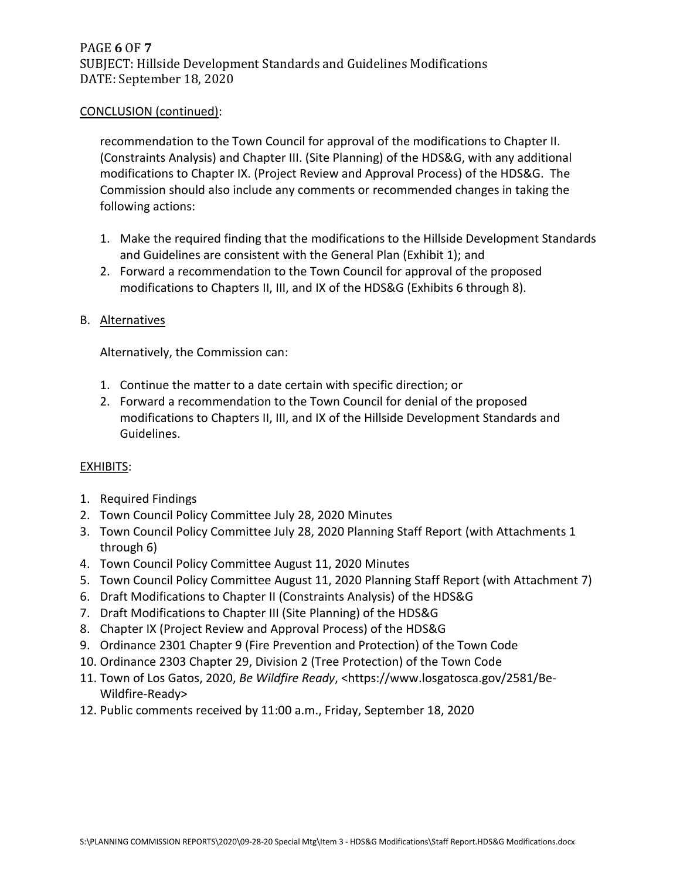CONCLUSION (continued):

recommendation to the Town Council for approval of the modifications to Chapter II. (Constraints Analysis) and Chapter III. (Site Planning) of the HDS&G, with any additional modifications to Chapter IX. (Project Review and Approval Process) of the HDS&G. The Commission should also include any comments or recommended changes in taking the following actions:

1. Make the required finding that the modifications to the Hillside Development Standards and Guidelines are consistent with the General Plan (Exhibit 1); and
2. Forward a recommendation to the Town Council for approval of the proposed modifications to Chapters II, III, and IX of the HDS&G (Exhibits 6 through 8).

B. Alternatives

Alternatively, the Commission can:

1. Continue the matter to a date certain with specific direction; or
2. Forward a recommendation to the Town Council for denial of the proposed modifications to Chapters II, III, and IX of the Hillside Development Standards and Guidelines.

EXHIBITS:

1. Required Findings
2. Town Council Policy Committee July 28, 2020 Minutes
3. Town Council Policy Committee July 28, 2020 Planning Staff Report (with Attachments 1 through 6)
4. Town Council Policy Committee August 11, 2020 Minutes
5. Town Council Policy Committee August 11, 2020 Planning Staff Report (with Attachment 7)
6. Draft Modifications to Chapter II (Constraints Analysis) of the HDS&G
7. Draft Modifications to Chapter III (Site Planning) of the HDS&G
8. Chapter IX (Project Review and Approval Process) of the HDS&G
9. Ordinance 2301 Chapter 9 (Fire Prevention and Protection) of the Town Code
10. Ordinance 2303 Chapter 29, Division 2 (Tree Protection) of the Town Code
11. Town of Los Gatos, 2020, *Be Wildfire Ready*, <https://www.losgatosca.gov/2581/Be-Wildfire-Ready>
12. Public comments received by 11:00 a.m., Friday, September 18, 2020